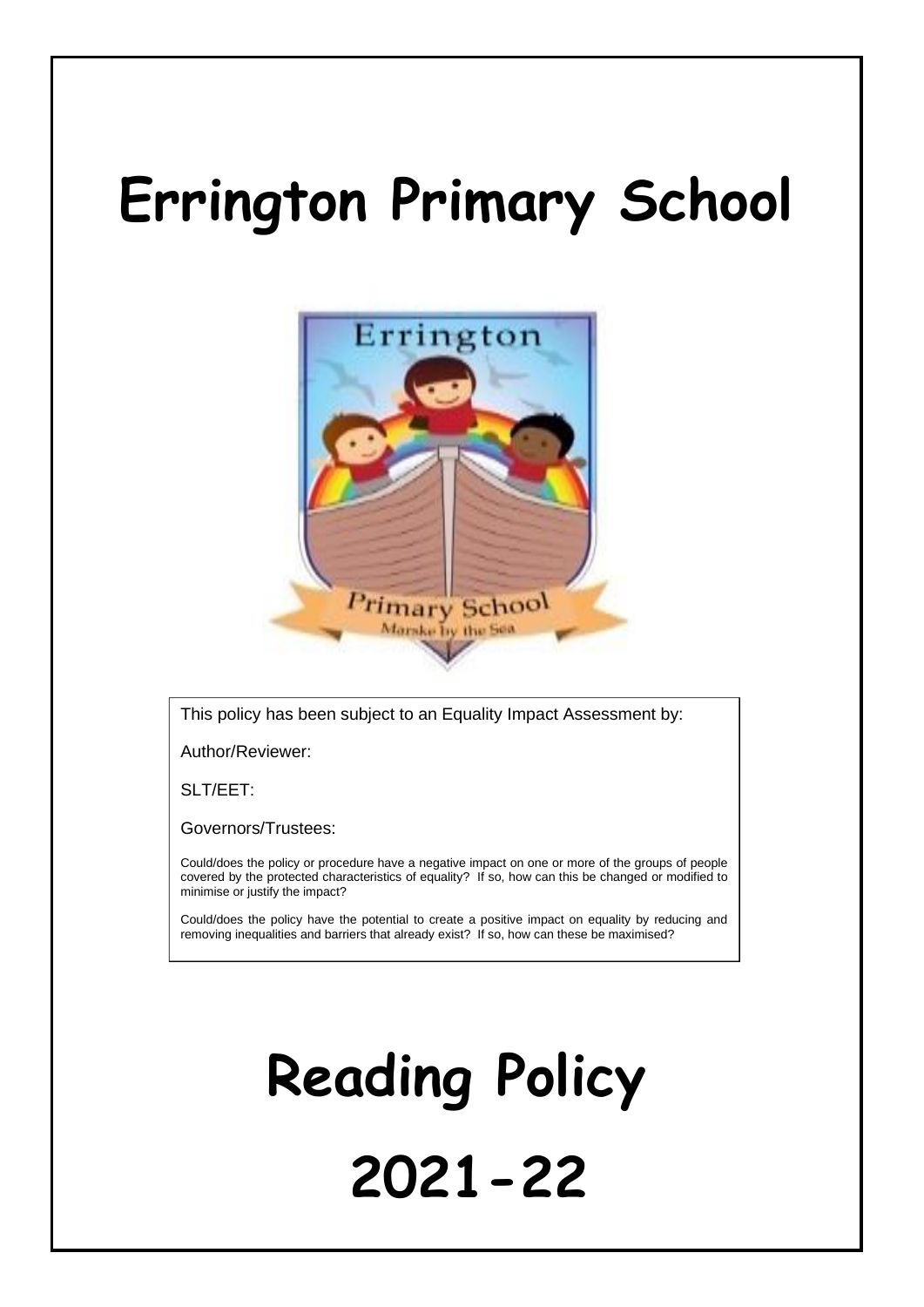# Errington Primary School

This policy has been subject to an Equality Impact Assessment by:

Author/Reviewer:

SLT/EET:

Governors/Trustees:

Could/does the policy or procedure have a negative impact on one or more of the groups of people covered by the protected characteristics of equality? If so, how can this be changed or modified to minimise or justify the impact?

Could/does the policy have the potential to create a positive impact on equality by reducing and removing inequalities and barriers that already exist? If so, how can these be maximised?

# Reading Policy

# 2021-22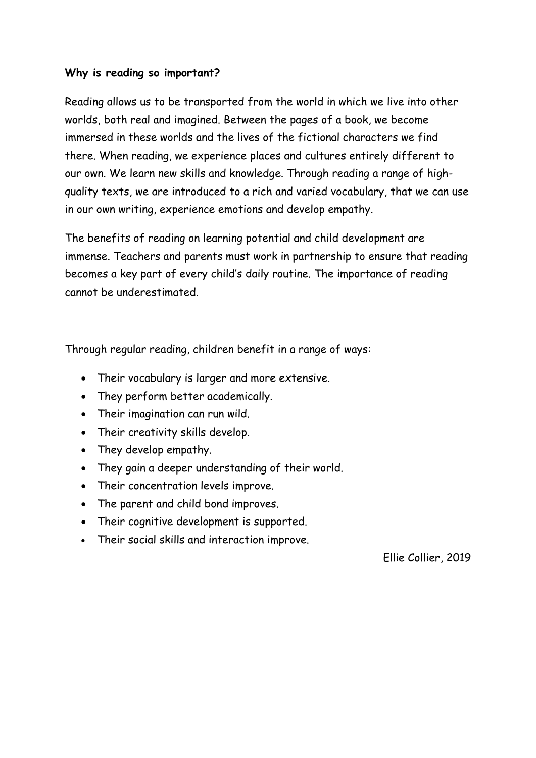**Why is reading so important?**

Reading allows us to be transported from the world in which we live into other worlds, both real and imagined. Between the pages of a book, we become immersed in these worlds and the lives of the fictional characters we find there. When reading, we experience places and cultures entirely different to our own. We learn new skills and knowledge. Through reading a range of high-quality texts, we are introduced to a rich and varied vocabulary, that we can use in our own writing, experience emotions and develop empathy.

The benefits of reading on learning potential and child development are immense. Teachers and parents must work in partnership to ensure that reading becomes a key part of every child's daily routine. The importance of reading cannot be underestimated.

Through regular reading, children benefit in a range of ways:

- Their vocabulary is larger and more extensive.
- They perform better academically.
- Their imagination can run wild.
- Their creativity skills develop.
- They develop empathy.
- They gain a deeper understanding of their world.
- Their concentration levels improve.
- The parent and child bond improves.
- Their cognitive development is supported.
- Their social skills and interaction improve.

Ellie Collier, 2019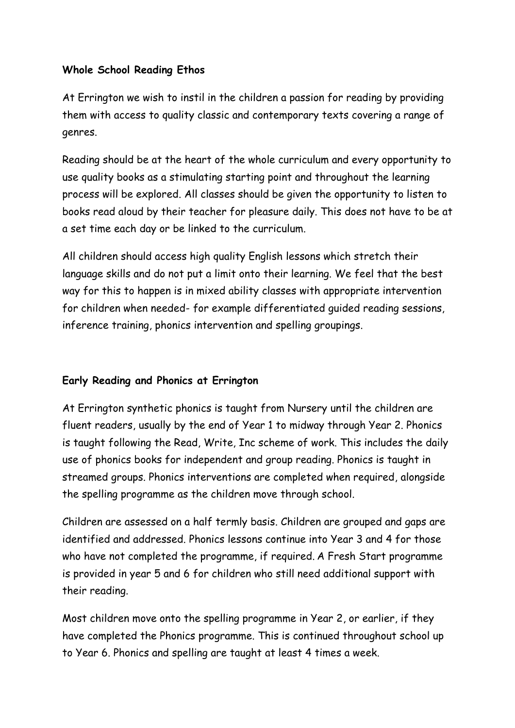**Whole School Reading Ethos**

At Errington we wish to instil in the children a passion for reading by providing them with access to quality classic and contemporary texts covering a range of genres.

Reading should be at the heart of the whole curriculum and every opportunity to use quality books as a stimulating starting point and throughout the learning process will be explored. All classes should be given the opportunity to listen to books read aloud by their teacher for pleasure daily. This does not have to be at a set time each day or be linked to the curriculum.

All children should access high quality English lessons which stretch their language skills and do not put a limit onto their learning. We feel that the best way for this to happen is in mixed ability classes with appropriate intervention for children when needed- for example differentiated guided reading sessions, inference training, phonics intervention and spelling groupings.

**Early Reading and Phonics at Errington**

At Errington synthetic phonics is taught from Nursery until the children are fluent readers, usually by the end of Year 1 to midway through Year 2. Phonics is taught following the Read, Write, Inc scheme of work. This includes the daily use of phonics books for independent and group reading. Phonics is taught in streamed groups. Phonics interventions are completed when required, alongside the spelling programme as the children move through school.

Children are assessed on a half termly basis. Children are grouped and gaps are identified and addressed. Phonics lessons continue into Year 3 and 4 for those who have not completed the programme, if required. A Fresh Start programme is provided in year 5 and 6 for children who still need additional support with their reading.

Most children move onto the spelling programme in Year 2, or earlier, if they have completed the Phonics programme. This is continued throughout school up to Year 6. Phonics and spelling are taught at least 4 times a week.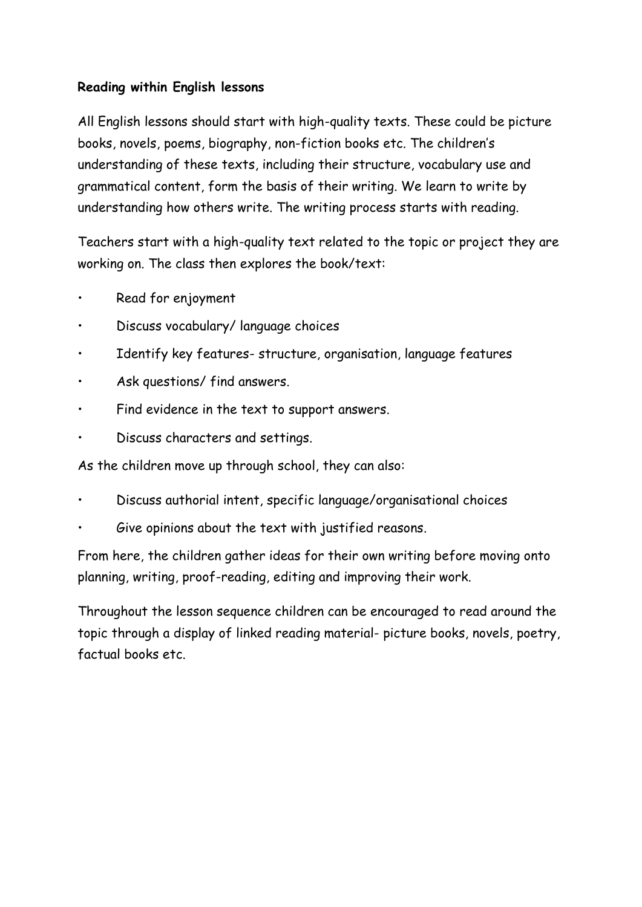**Reading within English lessons**

All English lessons should start with high-quality texts. These could be picture books, novels, poems, biography, non-fiction books etc. The children's understanding of these texts, including their structure, vocabulary use and grammatical content, form the basis of their writing. We learn to write by understanding how others write. The writing process starts with reading.

Teachers start with a high-quality text related to the topic or project they are working on. The class then explores the book/text:

- Read for enjoyment
- Discuss vocabulary/ language choices
- Identify key features- structure, organisation, language features
- Ask questions/ find answers.
- Find evidence in the text to support answers.
- Discuss characters and settings.

As the children move up through school, they can also:

- Discuss authorial intent, specific language/organisational choices
- Give opinions about the text with justified reasons.

From here, the children gather ideas for their own writing before moving onto planning, writing, proof-reading, editing and improving their work.

Throughout the lesson sequence children can be encouraged to read around the topic through a display of linked reading material- picture books, novels, poetry, factual books etc.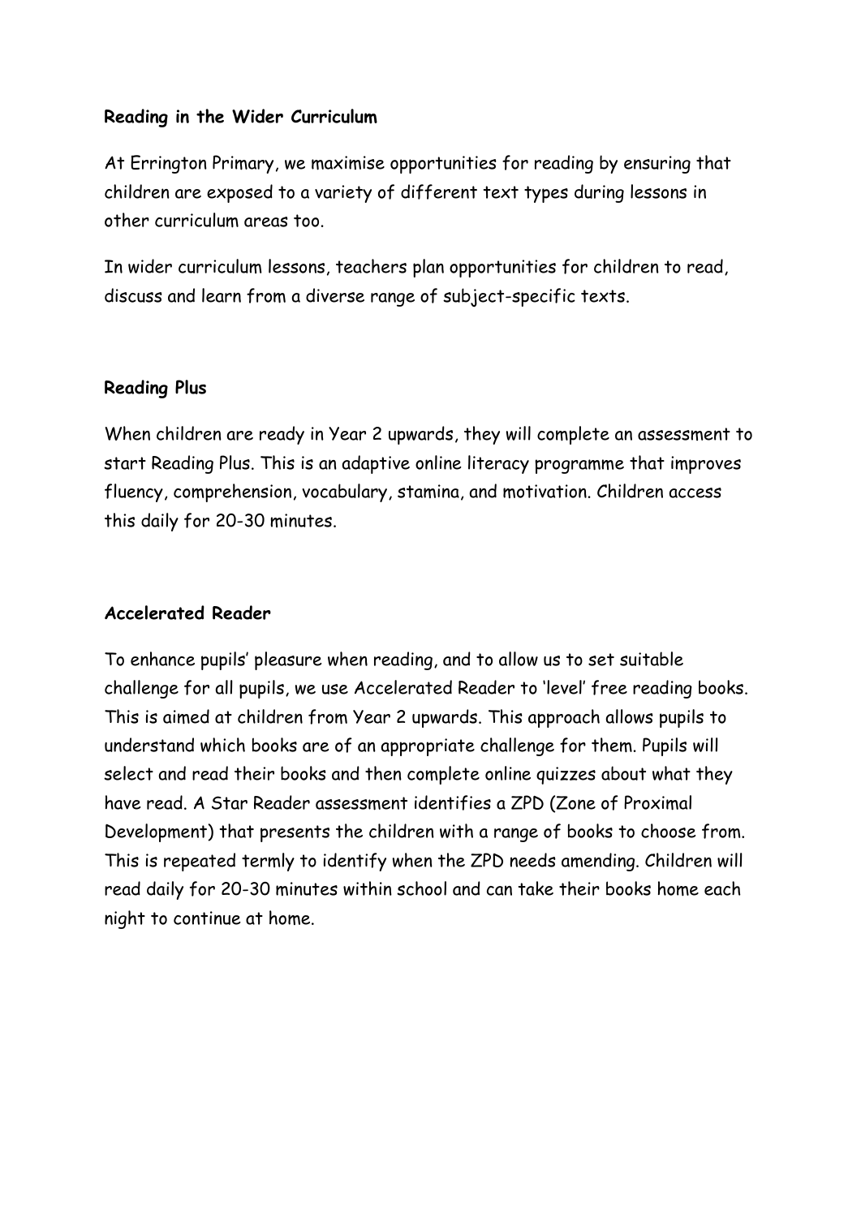**Reading in the Wider Curriculum**

At Errington Primary, we maximise opportunities for reading by ensuring that children are exposed to a variety of different text types during lessons in other curriculum areas too.

In wider curriculum lessons, teachers plan opportunities for children to read, discuss and learn from a diverse range of subject-specific texts.

**Reading Plus**

When children are ready in Year 2 upwards, they will complete an assessment to start Reading Plus. This is an adaptive online literacy programme that improves fluency, comprehension, vocabulary, stamina, and motivation. Children access this daily for 20-30 minutes.

**Accelerated Reader**

To enhance pupils' pleasure when reading, and to allow us to set suitable challenge for all pupils, we use Accelerated Reader to 'level' free reading books. This is aimed at children from Year 2 upwards. This approach allows pupils to understand which books are of an appropriate challenge for them. Pupils will select and read their books and then complete online quizzes about what they have read. A Star Reader assessment identifies a ZPD (Zone of Proximal Development) that presents the children with a range of books to choose from. This is repeated termly to identify when the ZPD needs amending. Children will read daily for 20-30 minutes within school and can take their books home each night to continue at home.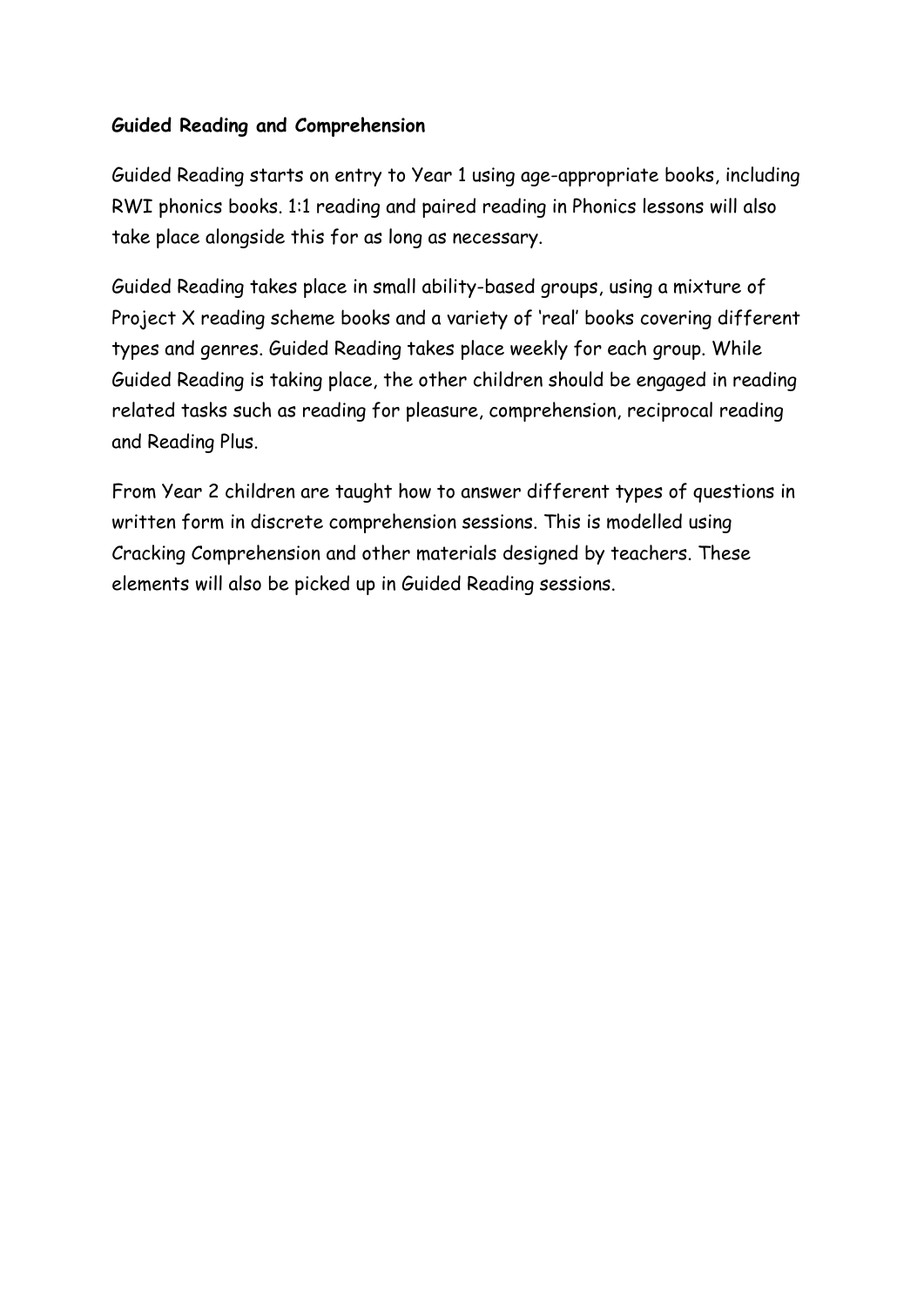**Guided Reading and Comprehension**

Guided Reading starts on entry to Year 1 using age-appropriate books, including RWI phonics books. 1:1 reading and paired reading in Phonics lessons will also take place alongside this for as long as necessary.

Guided Reading takes place in small ability-based groups, using a mixture of Project X reading scheme books and a variety of 'real' books covering different types and genres. Guided Reading takes place weekly for each group. While Guided Reading is taking place, the other children should be engaged in reading related tasks such as reading for pleasure, comprehension, reciprocal reading and Reading Plus.

From Year 2 children are taught how to answer different types of questions in written form in discrete comprehension sessions. This is modelled using Cracking Comprehension and other materials designed by teachers. These elements will also be picked up in Guided Reading sessions.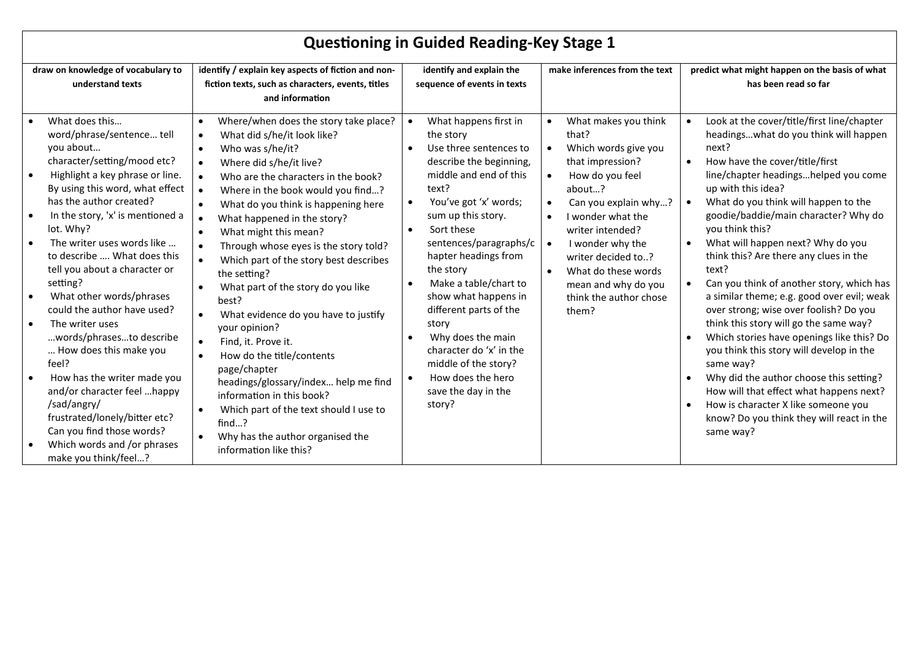# Questioning in Guided Reading-Key Stage 1

| draw on knowledge of vocabulary to understand texts | identify / explain key aspects of fiction and non-fiction texts, such as characters, events, titles and information | identify and explain the sequence of events in texts | make inferences from the text | predict what might happen on the basis of what has been read so far |
|---|---|---|---|---|
| • What does this… word/phrase/sentence… tell you about… character/setting/mood etc?<br>• Highlight a key phrase or line. By using this word, what effect has the author created?<br>• In the story, 'x' is mentioned a lot. Why?<br>• The writer uses words like … to describe …. What does this tell you about a character or setting?<br>• What other words/phrases could the author have used?<br>• The writer uses …words/phrases…to describe … How does this make you feel?<br>• How has the writer made you and/or character feel …happy /sad/angry/ frustrated/lonely/bitter etc? Can you find those words?<br>• Which words and /or phrases make you think/feel…? | • Where/when does the story take place?<br>• What did s/he/it look like?<br>• Who was s/he/it?<br>• Where did s/he/it live?<br>• Who are the characters in the book?<br>• Where in the book would you find…?<br>• What do you think is happening here<br>• What happened in the story?<br>• What might this mean?<br>• Through whose eyes is the story told?<br>• Which part of the story best describes the setting?<br>• What part of the story do you like best?<br>• What evidence do you have to justify your opinion?<br>• Find, it. Prove it.<br>• How do the title/contents page/chapter headings/glossary/index… help me find information in this book?<br>• Which part of the text should I use to find…?<br>• Why has the author organised the information like this? | • What happens first in the story<br>• Use three sentences to describe the beginning, middle and end of this text?<br>• You've got 'x' words; sum up this story.<br>• Sort these sentences/paragraphs/chapter headings from the story<br>• Make a table/chart to show what happens in different parts of the story<br>• Why does the main character do 'x' in the middle of the story?<br>• How does the hero save the day in the story? | • What makes you think that?<br>• Which words give you that impression?<br>• How do you feel about…?<br>• Can you explain why…?<br>• I wonder what the writer intended?<br>• I wonder why the writer decided to..?<br>• What do these words mean and why do you think the author chose them? | • Look at the cover/title/first line/chapter headings…what do you think will happen next?<br>• How have the cover/title/first line/chapter headings…helped you come up with this idea?<br>• What do you think will happen to the goodie/baddie/main character? Why do you think this?<br>• What will happen next? Why do you think this? Are there any clues in the text?<br>• Can you think of another story, which has a similar theme; e.g. good over evil; weak over strong; wise over foolish? Do you think this story will go the same way?<br>• Which stories have openings like this? Do you think this story will develop in the same way?<br>• Why did the author choose this setting? How will that effect what happens next?<br>• How is character X like someone you know? Do you think they will react in the same way? |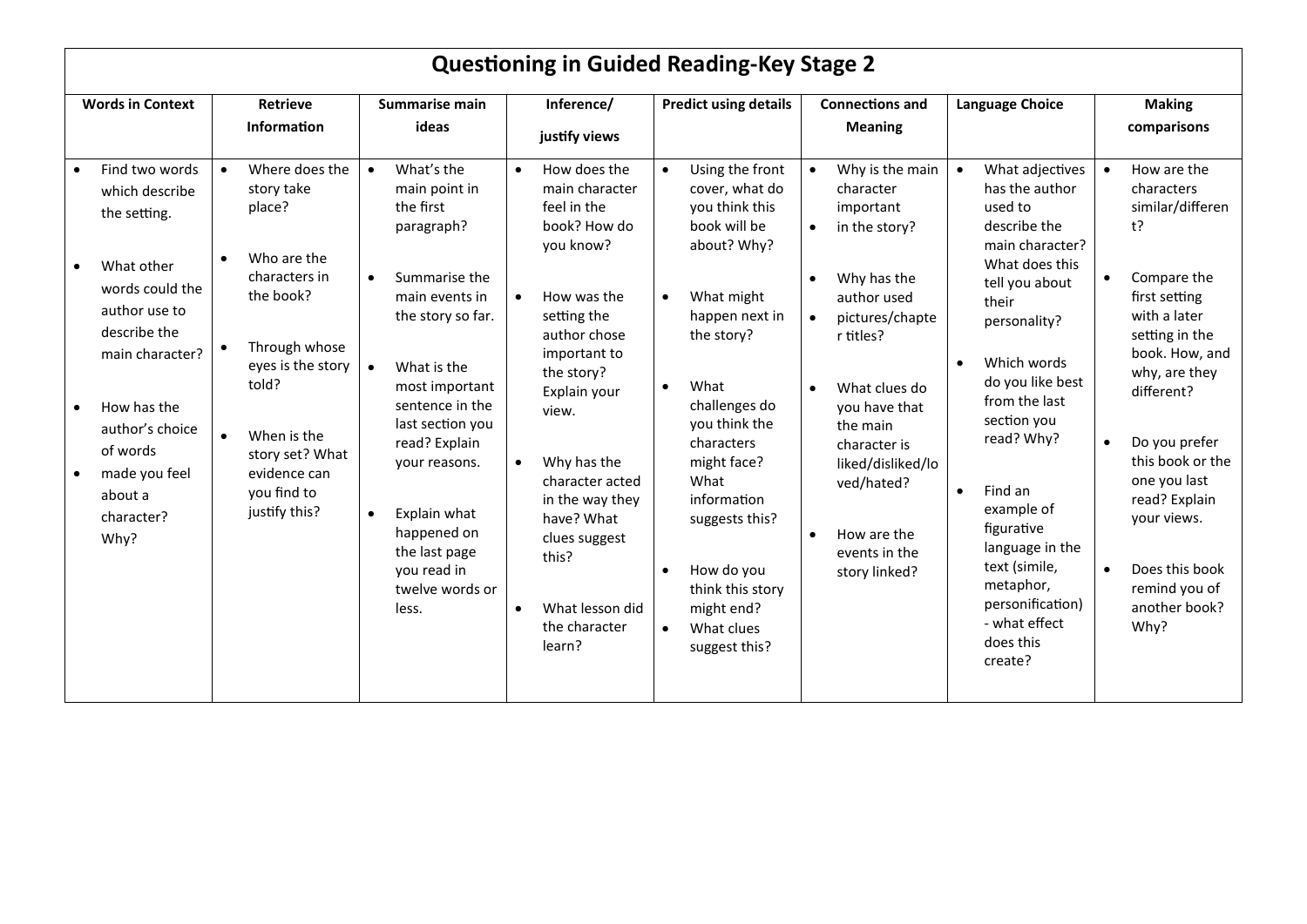# Questioning in Guided Reading-Key Stage 2

| Words in Context | Retrieve Information | Summarise main ideas | Inference/ justify views | Predict using details | Connections and Meaning | Language Choice | Making comparisons |
|---|---|---|---|---|---|---|---|
| • Find two words which describe the setting.<br><br>• What other words could the author use to describe the main character?<br><br>• How has the author's choice of words<br>• made you feel about a character? Why? | • Where does the story take place?<br><br>• Who are the characters in the book?<br><br>• Through whose eyes is the story told?<br><br>• When is the story set? What evidence can you find to justify this? | • What's the main point in the first paragraph?<br><br>• Summarise the main events in the story so far.<br><br>• What is the most important sentence in the last section you read? Explain your reasons.<br><br>• Explain what happened on the last page you read in twelve words or less. | • How does the main character feel in the book? How do you know?<br><br>• How was the setting the author chose important to the story? Explain your view.<br><br>• Why has the character acted in the way they have? What clues suggest this?<br><br>• What lesson did the character learn? | • Using the front cover, what do you think this book will be about? Why?<br><br>• What might happen next in the story?<br><br>• What challenges do you think the characters might face? What information suggests this?<br><br>• How do you think this story might end?<br>• What clues suggest this? | • Why is the main character important<br>• in the story?<br><br>• Why has the author used<br>• pictures/chapter titles?<br><br>• What clues do you have that the main character is liked/disliked/loved/hated?<br><br>• How are the events in the story linked? | • What adjectives has the author used to describe the main character? What does this tell you about their personality?<br><br>• Which words do you like best from the last section you read? Why?<br><br>• Find an example of figurative language in the text (simile, metaphor, personification) - what effect does this create? | • How are the characters similar/different?<br><br>• Compare the first setting with a later setting in the book. How, and why, are they different?<br><br>• Do you prefer this book or the one you last read? Explain your views.<br><br>• Does this book remind you of another book? Why? |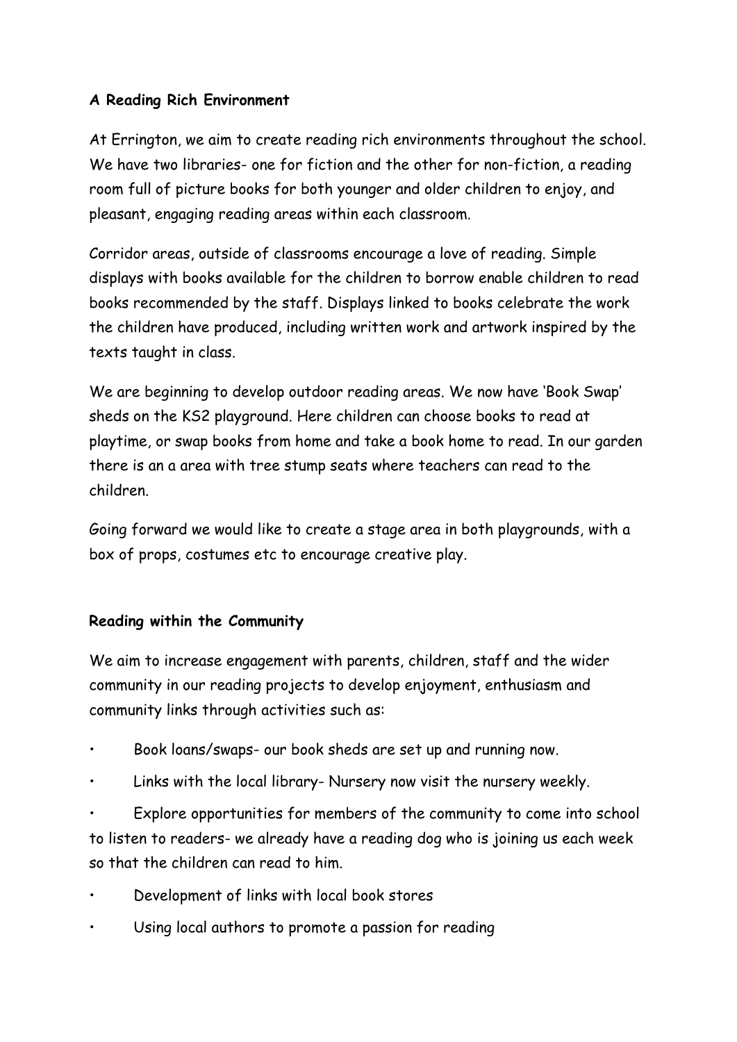**A Reading Rich Environment**

At Errington, we aim to create reading rich environments throughout the school. We have two libraries- one for fiction and the other for non-fiction, a reading room full of picture books for both younger and older children to enjoy, and pleasant, engaging reading areas within each classroom.

Corridor areas, outside of classrooms encourage a love of reading. Simple displays with books available for the children to borrow enable children to read books recommended by the staff. Displays linked to books celebrate the work the children have produced, including written work and artwork inspired by the texts taught in class.

We are beginning to develop outdoor reading areas. We now have 'Book Swap' sheds on the KS2 playground. Here children can choose books to read at playtime, or swap books from home and take a book home to read. In our garden there is an a area with tree stump seats where teachers can read to the children.

Going forward we would like to create a stage area in both playgrounds, with a box of props, costumes etc to encourage creative play.

**Reading within the Community**

We aim to increase engagement with parents, children, staff and the wider community in our reading projects to develop enjoyment, enthusiasm and community links through activities such as:

- Book loans/swaps- our book sheds are set up and running now.
- Links with the local library- Nursery now visit the nursery weekly.
- Explore opportunities for members of the community to come into school to listen to readers- we already have a reading dog who is joining us each week so that the children can read to him.
- Development of links with local book stores
- Using local authors to promote a passion for reading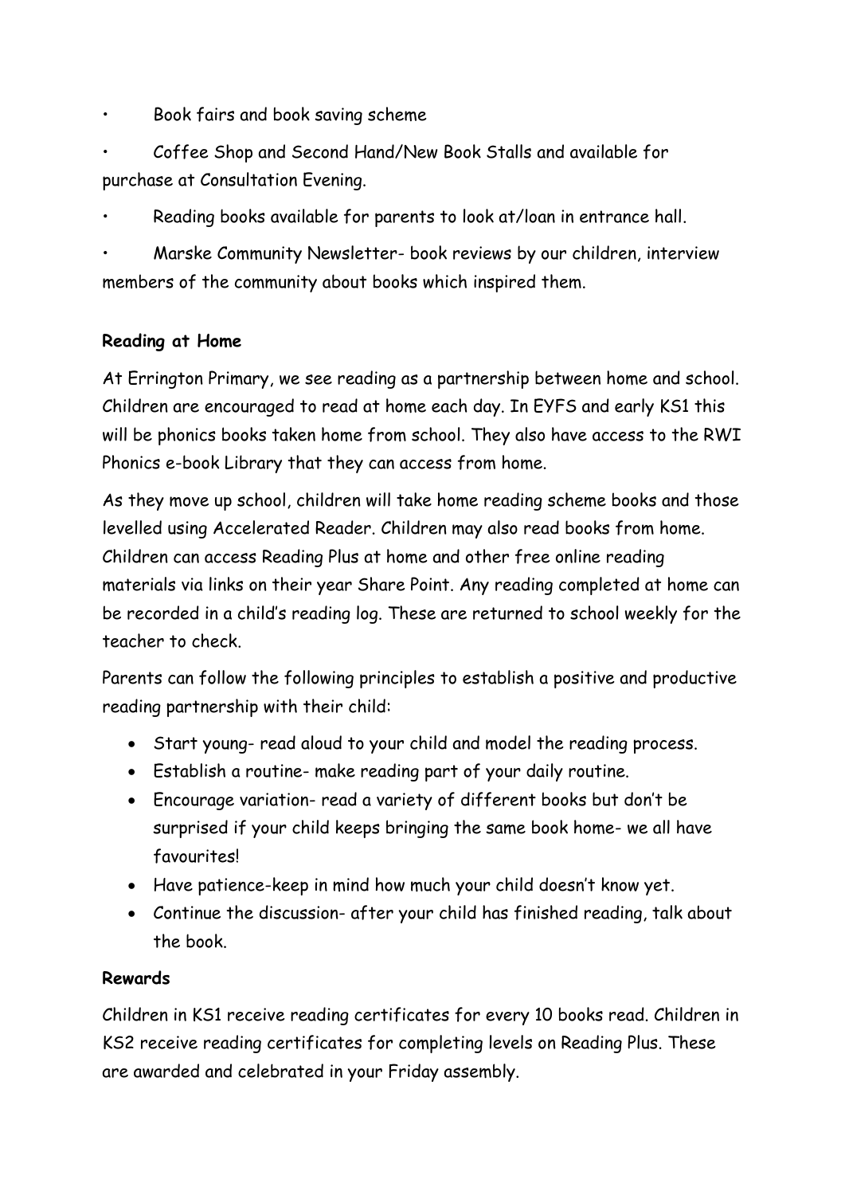- Book fairs and book saving scheme
- Coffee Shop and Second Hand/New Book Stalls and available for purchase at Consultation Evening.
- Reading books available for parents to look at/loan in entrance hall.
- Marske Community Newsletter- book reviews by our children, interview members of the community about books which inspired them.

**Reading at Home**

At Errington Primary, we see reading as a partnership between home and school. Children are encouraged to read at home each day. In EYFS and early KS1 this will be phonics books taken home from school. They also have access to the RWI Phonics e-book Library that they can access from home.

As they move up school, children will take home reading scheme books and those levelled using Accelerated Reader. Children may also read books from home. Children can access Reading Plus at home and other free online reading materials via links on their year Share Point. Any reading completed at home can be recorded in a child's reading log. These are returned to school weekly for the teacher to check.

Parents can follow the following principles to establish a positive and productive reading partnership with their child:

- Start young- read aloud to your child and model the reading process.
- Establish a routine- make reading part of your daily routine.
- Encourage variation- read a variety of different books but don't be surprised if your child keeps bringing the same book home- we all have favourites!
- Have patience-keep in mind how much your child doesn't know yet.
- Continue the discussion- after your child has finished reading, talk about the book.

**Rewards**

Children in KS1 receive reading certificates for every 10 books read. Children in KS2 receive reading certificates for completing levels on Reading Plus. These are awarded and celebrated in your Friday assembly.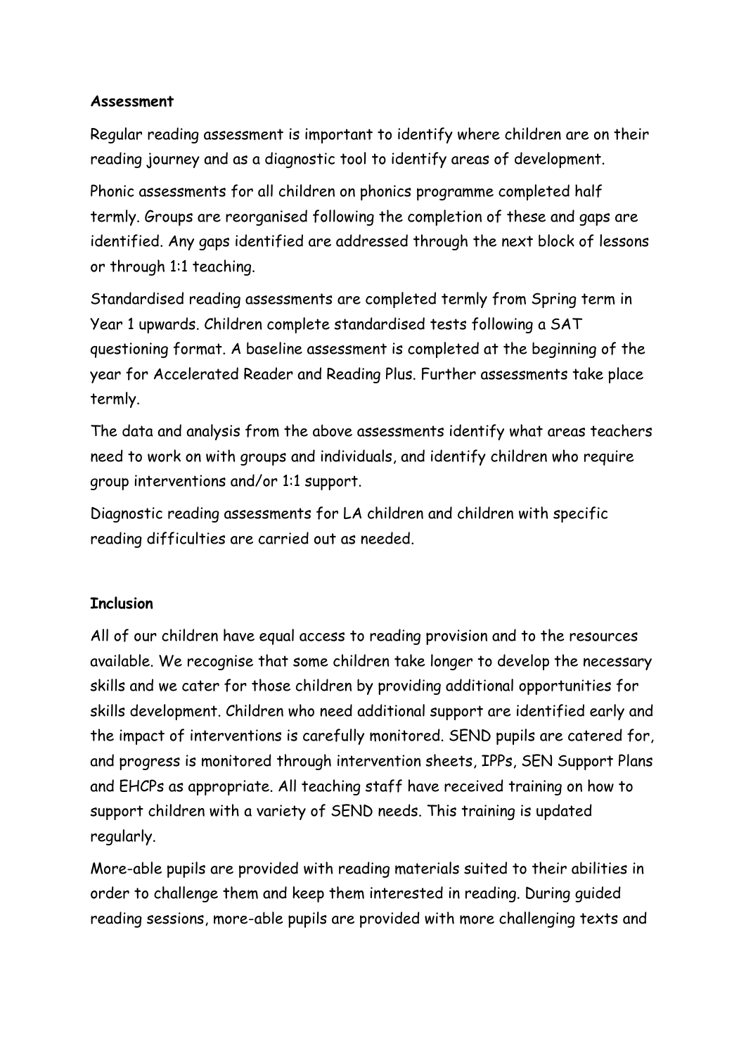**Assessment**

Regular reading assessment is important to identify where children are on their reading journey and as a diagnostic tool to identify areas of development.

Phonic assessments for all children on phonics programme completed half termly. Groups are reorganised following the completion of these and gaps are identified. Any gaps identified are addressed through the next block of lessons or through 1:1 teaching.

Standardised reading assessments are completed termly from Spring term in Year 1 upwards. Children complete standardised tests following a SAT questioning format. A baseline assessment is completed at the beginning of the year for Accelerated Reader and Reading Plus. Further assessments take place termly.

The data and analysis from the above assessments identify what areas teachers need to work on with groups and individuals, and identify children who require group interventions and/or 1:1 support.

Diagnostic reading assessments for LA children and children with specific reading difficulties are carried out as needed.

**Inclusion**

All of our children have equal access to reading provision and to the resources available. We recognise that some children take longer to develop the necessary skills and we cater for those children by providing additional opportunities for skills development. Children who need additional support are identified early and the impact of interventions is carefully monitored. SEND pupils are catered for, and progress is monitored through intervention sheets, IPPs, SEN Support Plans and EHCPs as appropriate. All teaching staff have received training on how to support children with a variety of SEND needs. This training is updated regularly.

More-able pupils are provided with reading materials suited to their abilities in order to challenge them and keep them interested in reading. During guided reading sessions, more-able pupils are provided with more challenging texts and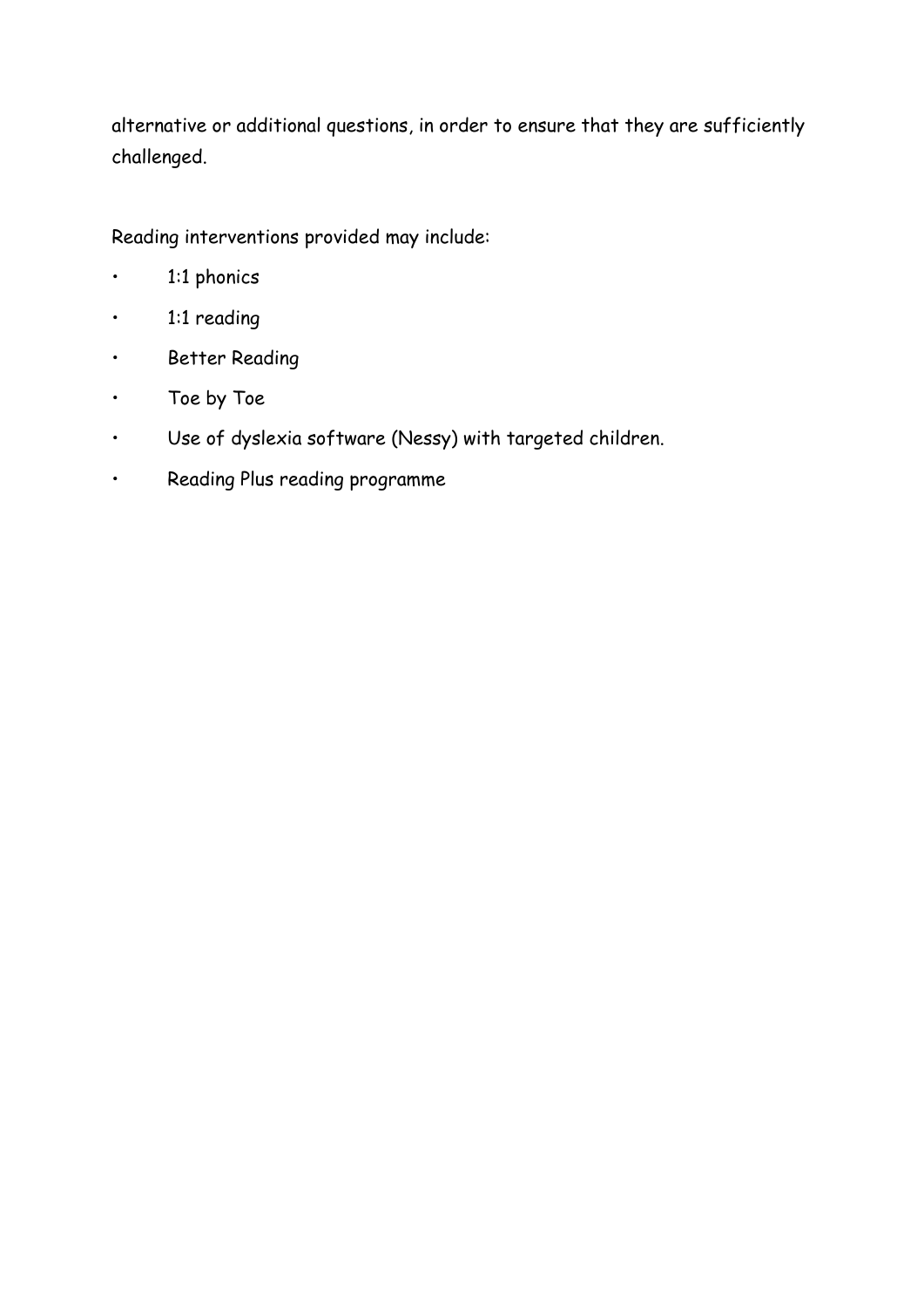alternative or additional questions, in order to ensure that they are sufficiently challenged.

Reading interventions provided may include:

- 1:1 phonics
- 1:1 reading
- Better Reading
- Toe by Toe
- Use of dyslexia software (Nessy) with targeted children.
- Reading Plus reading programme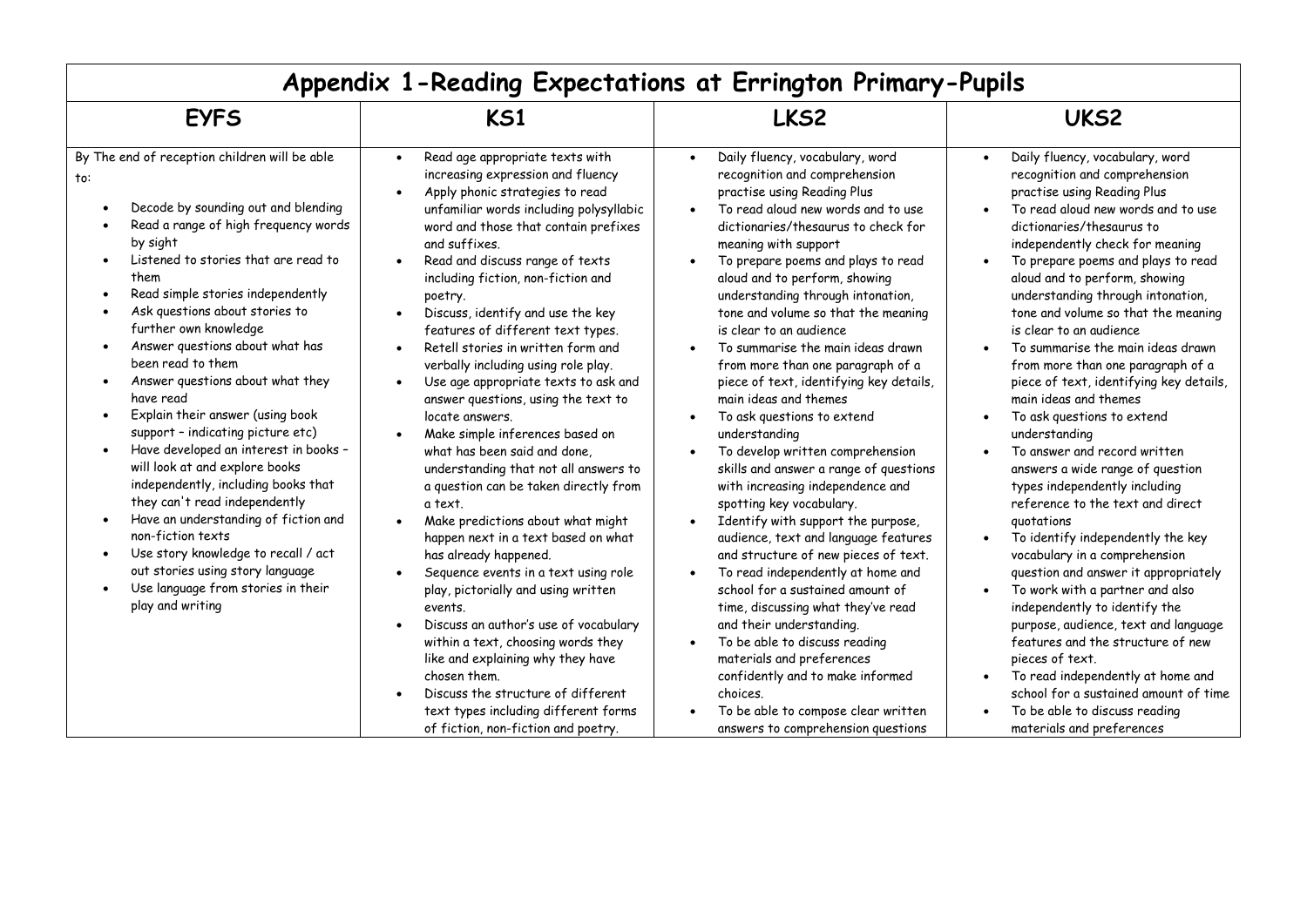# Appendix 1-Reading Expectations at Errington Primary-Pupils

| EYFS | KS1 | LKS2 | UKS2 |
|---|---|---|---|
| By The end of reception children will be able to:<br>• Decode by sounding out and blending<br>• Read a range of high frequency words by sight<br>• Listened to stories that are read to them<br>• Read simple stories independently<br>• Ask questions about stories to further own knowledge<br>• Answer questions about what has been read to them<br>• Answer questions about what they have read<br>• Explain their answer (using book support – indicating picture etc)<br>• Have developed an interest in books – will look at and explore books independently, including books that they can't read independently<br>• Have an understanding of fiction and non-fiction texts<br>• Use story knowledge to recall / act out stories using story language<br>• Use language from stories in their play and writing | • Read age appropriate texts with increasing expression and fluency<br>• Apply phonic strategies to read unfamiliar words including polysyllabic word and those that contain prefixes and suffixes.<br>• Read and discuss range of texts including fiction, non-fiction and poetry.<br>• Discuss, identify and use the key features of different text types.<br>• Retell stories in written form and verbally including using role play.<br>• Use age appropriate texts to ask and answer questions, using the text to locate answers.<br>• Make simple inferences based on what has been said and done, understanding that not all answers to a question can be taken directly from a text.<br>• Make predictions about what might happen next in a text based on what has already happened.<br>• Sequence events in a text using role play, pictorially and using written events.<br>• Discuss an author's use of vocabulary within a text, choosing words they like and explaining why they have chosen them.<br>• Discuss the structure of different text types including different forms of fiction, non-fiction and poetry. | • Daily fluency, vocabulary, word recognition and comprehension practise using Reading Plus<br>• To read aloud new words and to use dictionaries/thesaurus to check for meaning with support<br>• To prepare poems and plays to read aloud and to perform, showing understanding through intonation, tone and volume so that the meaning is clear to an audience<br>• To summarise the main ideas drawn from more than one paragraph of a piece of text, identifying key details, main ideas and themes<br>• To ask questions to extend understanding<br>• To develop written comprehension skills and answer a range of questions with increasing independence and spotting key vocabulary.<br>• Identify with support the purpose, audience, text and language features and structure of new pieces of text.<br>• To read independently at home and school for a sustained amount of time, discussing what they've read and their understanding.<br>• To be able to discuss reading materials and preferences confidently and to make informed choices.<br>• To be able to compose clear written answers to comprehension questions | • Daily fluency, vocabulary, word recognition and comprehension practise using Reading Plus<br>• To read aloud new words and to use dictionaries/thesaurus to independently check for meaning<br>• To prepare poems and plays to read aloud and to perform, showing understanding through intonation, tone and volume so that the meaning is clear to an audience<br>• To summarise the main ideas drawn from more than one paragraph of a piece of text, identifying key details, main ideas and themes<br>• To ask questions to extend understanding<br>• To answer and record written answers a wide range of question types independently including reference to the text and direct quotations<br>• To identify independently the key vocabulary in a comprehension question and answer it appropriately<br>• To work with a partner and also independently to identify the purpose, audience, text and language features and the structure of new pieces of text.<br>• To read independently at home and school for a sustained amount of time<br>• To be able to discuss reading materials and preferences |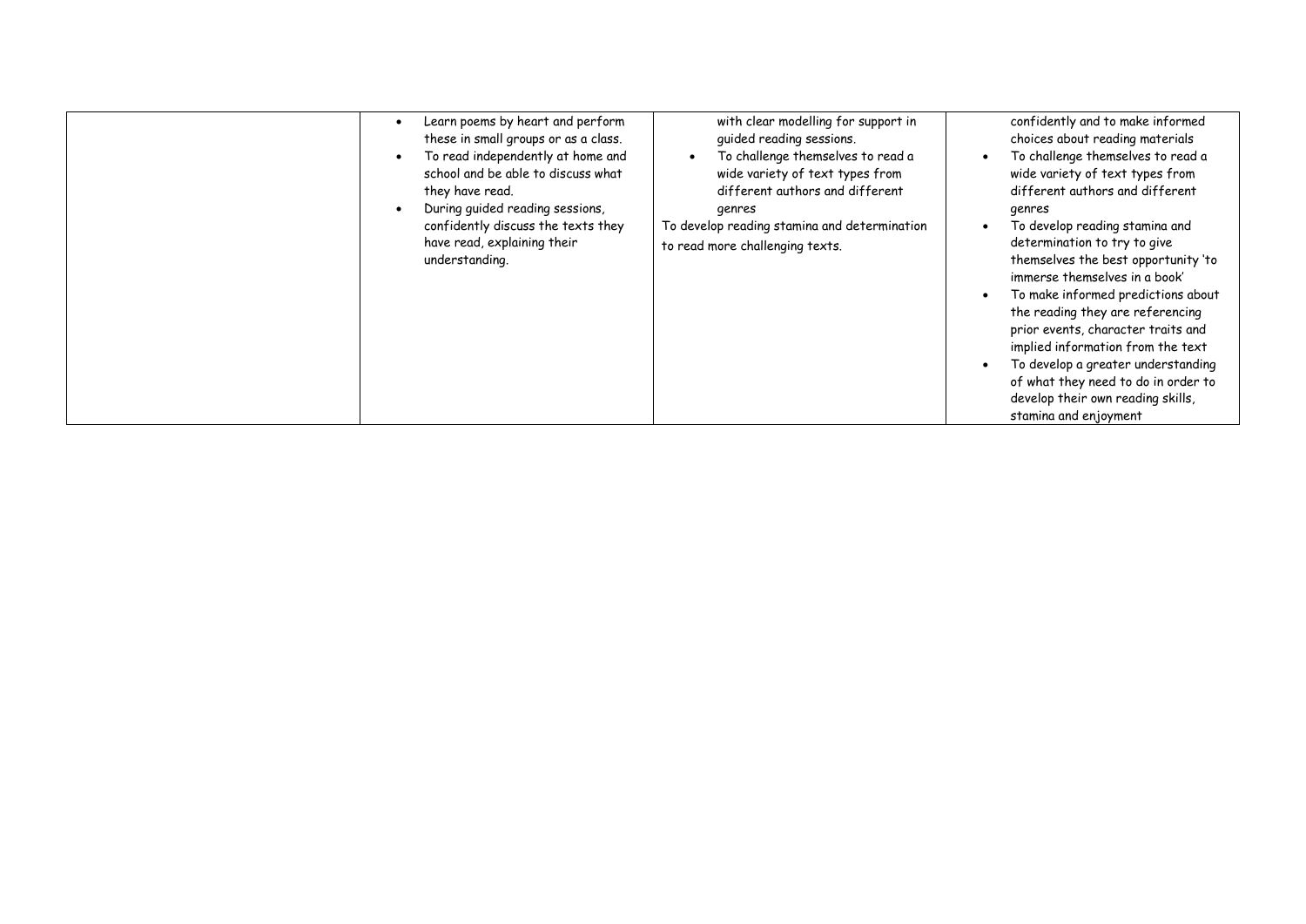| | | | |
|---|---|---|---|
| | • Learn poems by heart and perform these in small groups or as a class.<br>• To read independently at home and school and be able to discuss what they have read.<br>• During guided reading sessions, confidently discuss the texts they have read, explaining their understanding. | with clear modelling for support in guided reading sessions.<br>• To challenge themselves to read a wide variety of text types from different authors and different genres<br>To develop reading stamina and determination to read more challenging texts. | confidently and to make informed choices about reading materials<br>• To challenge themselves to read a wide variety of text types from different authors and different genres<br>• To develop reading stamina and determination to try to give themselves the best opportunity 'to immerse themselves in a book'<br>• To make informed predictions about the reading they are referencing prior events, character traits and implied information from the text<br>• To develop a greater understanding of what they need to do in order to develop their own reading skills, stamina and enjoyment |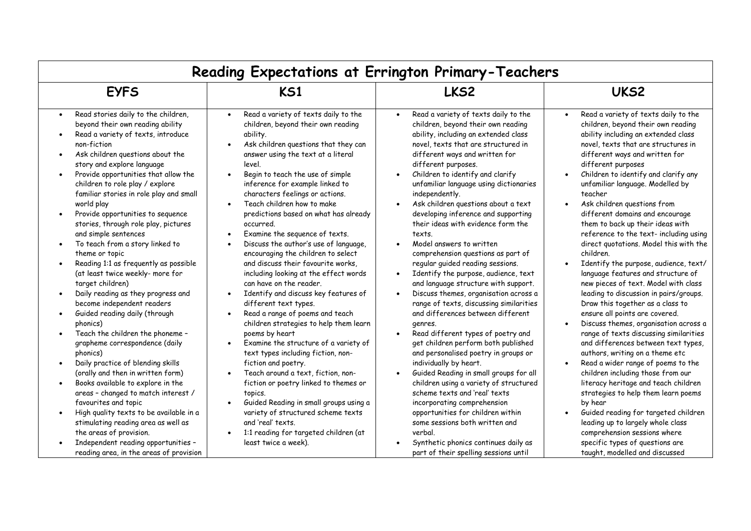# Reading Expectations at Errington Primary-Teachers

| EYFS | KS1 | LKS2 | UKS2 |
| --- | --- | --- | --- |
| • Read stories daily to the children, beyond their own reading ability<br>• Read a variety of texts, introduce non-fiction<br>• Ask children questions about the story and explore language<br>• Provide opportunities that allow the children to role play / explore familiar stories in role play and small world play<br>• Provide opportunities to sequence stories, through role play, pictures and simple sentences<br>• To teach from a story linked to theme or topic<br>• Reading 1:1 as frequently as possible (at least twice weekly- more for target children)<br>• Daily reading as they progress and become independent readers<br>• Guided reading daily (through phonics)<br>• Teach the children the phoneme – grapheme correspondence (daily phonics)<br>• Daily practice of blending skills (orally and then in written form)<br>• Books available to explore in the areas – changed to match interest / favourites and topic<br>• High quality texts to be available in a stimulating reading area as well as the areas of provision.<br>• Independent reading opportunities – reading area, in the areas of provision | • Read a variety of texts daily to the children, beyond their own reading ability.<br>• Ask children questions that they can answer using the text at a literal level.<br>• Begin to teach the use of simple inference for example linked to characters feelings or actions.<br>• Teach children how to make predictions based on what has already occurred.<br>• Examine the sequence of texts.<br>• Discuss the author's use of language, encouraging the children to select and discuss their favourite works, including looking at the effect words can have on the reader.<br>• Identify and discuss key features of different text types.<br>• Read a range of poems and teach children strategies to help them learn poems by heart<br>• Examine the structure of a variety of text types including fiction, non-fiction and poetry.<br>• Teach around a text, fiction, non-fiction or poetry linked to themes or topics.<br>• Guided Reading in small groups using a variety of structured scheme texts and 'real' texts.<br>• 1:1 reading for targeted children (at least twice a week). | • Read a variety of texts daily to the children, beyond their own reading ability, including an extended class novel, texts that are structured in different ways and written for different purposes.<br>• Children to identify and clarify unfamiliar language using dictionaries independently.<br>• Ask children questions about a text developing inference and supporting their ideas with evidence form the texts.<br>• Model answers to written comprehension questions as part of regular guided reading sessions.<br>• Identify the purpose, audience, text and language structure with support.<br>• Discuss themes, organisation across a range of texts, discussing similarities and differences between different genres.<br>• Read different types of poetry and get children perform both published and personalised poetry in groups or individually by heart.<br>• Guided Reading in small groups for all children using a variety of structured scheme texts and 'real' texts incorporating comprehension opportunities for children within some sessions both written and verbal.<br>• Synthetic phonics continues daily as part of their spelling sessions until | • Read a variety of texts daily to the children, beyond their own reading ability including an extended class novel, texts that are structures in different ways and written for different purposes<br>• Children to identify and clarify any unfamiliar language. Modelled by teacher<br>• Ask children questions from different domains and encourage them to back up their ideas with reference to the text- including using direct quotations. Model this with the children.<br>• Identify the purpose, audience, text/ language features and structure of new pieces of text. Model with class leading to discussion in pairs/groups. Draw this together as a class to ensure all points are covered.<br>• Discuss themes, organisation across a range of texts discussing similarities and differences between text types, authors, writing on a theme etc<br>• Read a wider range of poems to the children including those from our literacy heritage and teach children strategies to help them learn poems by hear<br>• Guided reading for targeted children leading up to largely whole class comprehension sessions where specific types of questions are taught, modelled and discussed |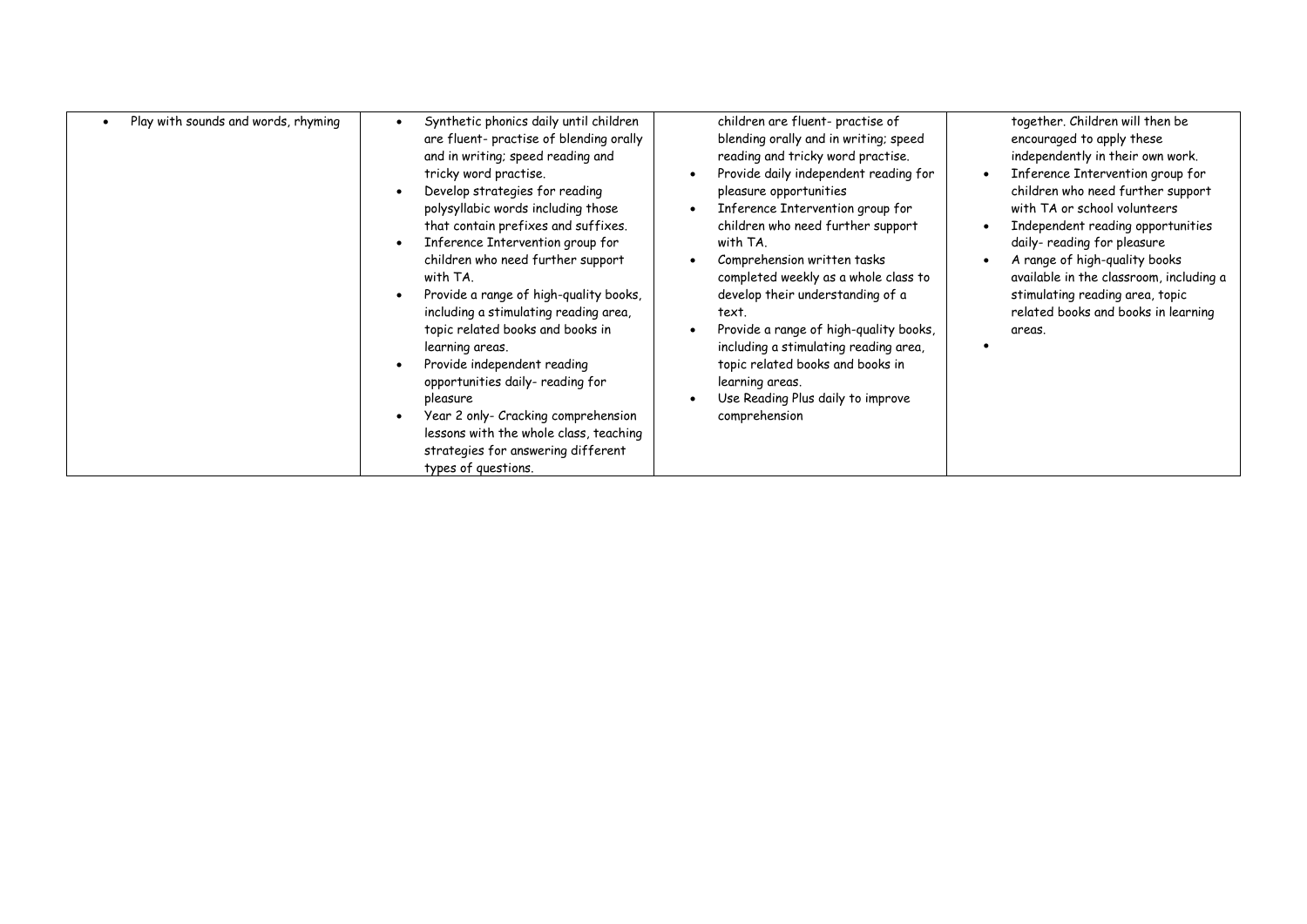| | | | |
|---|---|---|---|
| • Play with sounds and words, rhyming | • Synthetic phonics daily until children are fluent- practise of blending orally and in writing; speed reading and tricky word practise.<br>• Develop strategies for reading polysyllabic words including those that contain prefixes and suffixes.<br>• Inference Intervention group for children who need further support with TA.<br>• Provide a range of high-quality books, including a stimulating reading area, topic related books and books in learning areas.<br>• Provide independent reading opportunities daily- reading for pleasure<br>• Year 2 only- Cracking comprehension lessons with the whole class, teaching strategies for answering different types of questions. | children are fluent- practise of blending orally and in writing; speed reading and tricky word practise.<br>• Provide daily independent reading for pleasure opportunities<br>• Inference Intervention group for children who need further support with TA.<br>• Comprehension written tasks completed weekly as a whole class to develop their understanding of a text.<br>• Provide a range of high-quality books, including a stimulating reading area, topic related books and books in learning areas.<br>• Use Reading Plus daily to improve comprehension | together. Children will then be encouraged to apply these independently in their own work.<br>• Inference Intervention group for children who need further support with TA or school volunteers<br>• Independent reading opportunities daily- reading for pleasure<br>• A range of high-quality books available in the classroom, including a stimulating reading area, topic related books and books in learning areas.<br>• |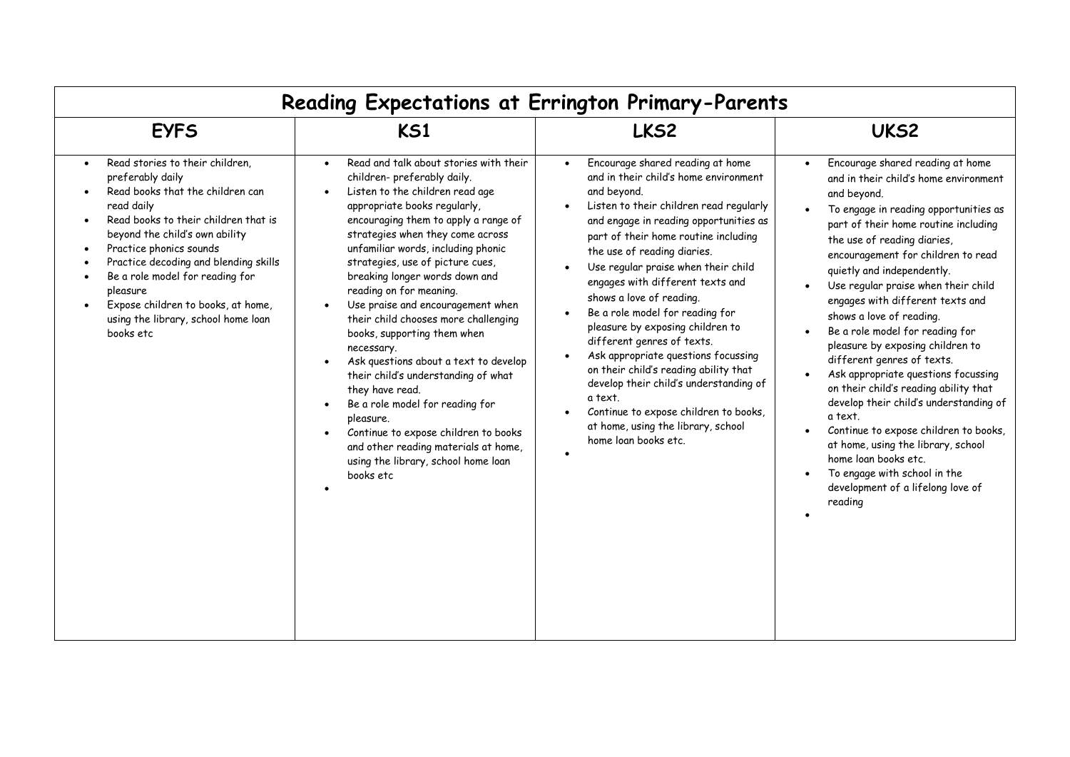# Reading Expectations at Errington Primary-Parents

| EYFS | KS1 | LKS2 | UKS2 |
|---|---|---|---|
| • Read stories to their children, preferably daily<br>• Read books that the children can read daily<br>• Read books to their children that is beyond the child's own ability<br>• Practice phonics sounds<br>• Practice decoding and blending skills<br>• Be a role model for reading for pleasure<br>• Expose children to books, at home, using the library, school home loan books etc | • Read and talk about stories with their children- preferably daily.<br>• Listen to the children read age appropriate books regularly, encouraging them to apply a range of strategies when they come across unfamiliar words, including phonic strategies, use of picture cues, breaking longer words down and reading on for meaning.<br>• Use praise and encouragement when their child chooses more challenging books, supporting them when necessary.<br>• Ask questions about a text to develop their child's understanding of what they have read.<br>• Be a role model for reading for pleasure.<br>• Continue to expose children to books and other reading materials at home, using the library, school home loan books etc<br>• | • Encourage shared reading at home and in their child's home environment and beyond.<br>• Listen to their children read regularly and engage in reading opportunities as part of their home routine including the use of reading diaries.<br>• Use regular praise when their child engages with different texts and shows a love of reading.<br>• Be a role model for reading for pleasure by exposing children to different genres of texts.<br>• Ask appropriate questions focussing on their child's reading ability that develop their child's understanding of a text.<br>• Continue to expose children to books, at home, using the library, school home loan books etc.<br>• | • Encourage shared reading at home and in their child's home environment and beyond.<br>• To engage in reading opportunities as part of their home routine including the use of reading diaries, encouragement for children to read quietly and independently.<br>• Use regular praise when their child engages with different texts and shows a love of reading.<br>• Be a role model for reading for pleasure by exposing children to different genres of texts.<br>• Ask appropriate questions focussing on their child's reading ability that develop their child's understanding of a text.<br>• Continue to expose children to books, at home, using the library, school home loan books etc.<br>• To engage with school in the development of a lifelong love of reading<br>• |